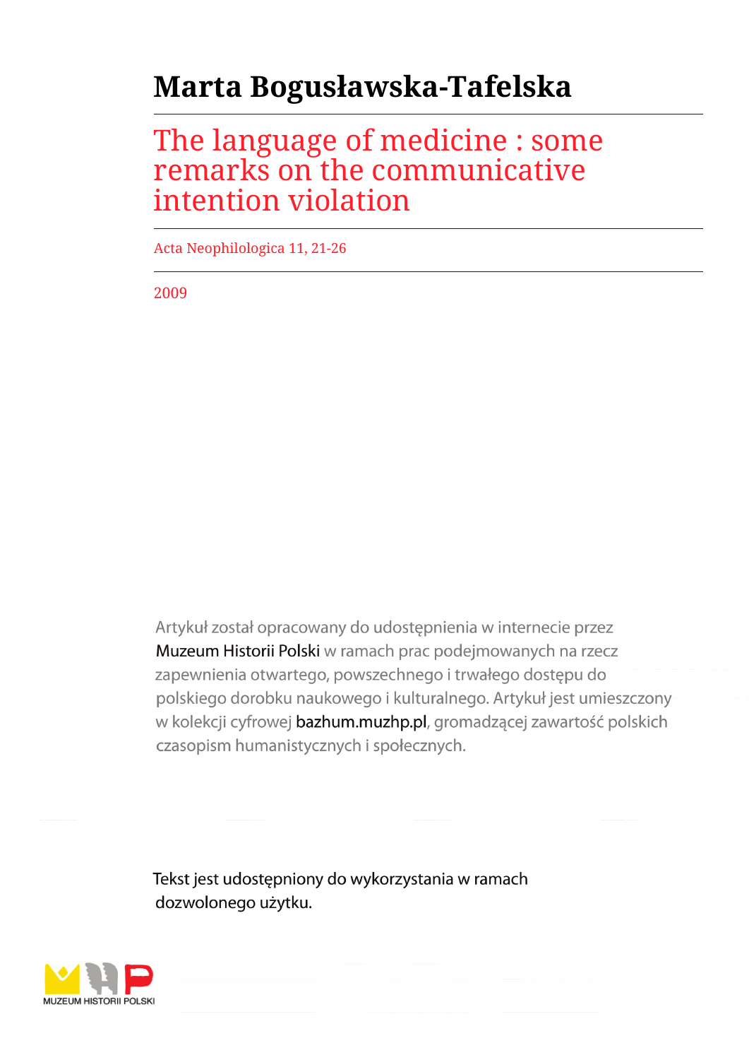# Marta Bogusławska-Tafelska

## The language of medicine : some remarks on the communicative intention violation

Acta Neophilologica 11, 21-26

2009

Artykuł został opracowany do udostępnienia w internecie przez Muzeum Historii Polski w ramach prac podejmowanych na rzecz zapewnienia otwartego, powszechnego i trwałego dostępu do polskiego dorobku naukowego i kulturalnego. Artykuł jest umieszczony w kolekcji cyfrowej bazhum.muzhp.pl, gromadzącej zawartość polskich czasopism humanistycznych i społecznych.

Tekst jest udostępniony do wykorzystania w ramach dozwolonego użytku.

MUZEUM HISTORII POLSKI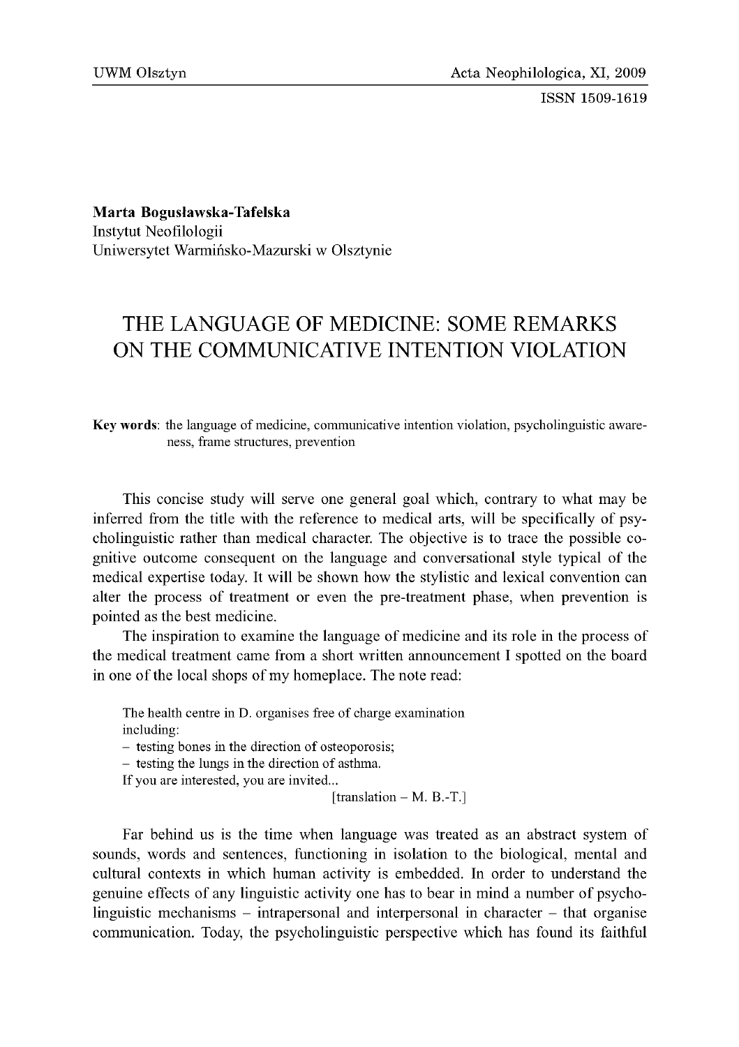**Marta Bogusławska-Tafelska**
Instytut Neofilologii
Uniwersytet Warmińsko-Mazurski w Olsztynie

# THE LANGUAGE OF MEDICINE: SOME REMARKS ON THE COMMUNICATIVE INTENTION VIOLATION

**Key words**: the language of medicine, communicative intention violation, psycholinguistic awareness, frame structures, prevention

This concise study will serve one general goal which, contrary to what may be inferred from the title with the reference to medical arts, will be specifically of psycholinguistic rather than medical character. The objective is to trace the possible cognitive outcome consequent on the language and conversational style typical of the medical expertise today. It will be shown how the stylistic and lexical convention can alter the process of treatment or even the pre-treatment phase, when prevention is pointed as the best medicine.

The inspiration to examine the language of medicine and its role in the process of the medical treatment came from a short written announcement I spotted on the board in one of the local shops of my homeplace. The note read:

> The health centre in D. organises free of charge examination
> including:
> – testing bones in the direction of osteoporosis;
> – testing the lungs in the direction of asthma.
> If you are interested, you are invited...
> [translation – M. B.-T.]

Far behind us is the time when language was treated as an abstract system of sounds, words and sentences, functioning in isolation to the biological, mental and cultural contexts in which human activity is embedded. In order to understand the genuine effects of any linguistic activity one has to bear in mind a number of psycholinguistic mechanisms – intrapersonal and interpersonal in character – that organise communication. Today, the psycholinguistic perspective which has found its faithful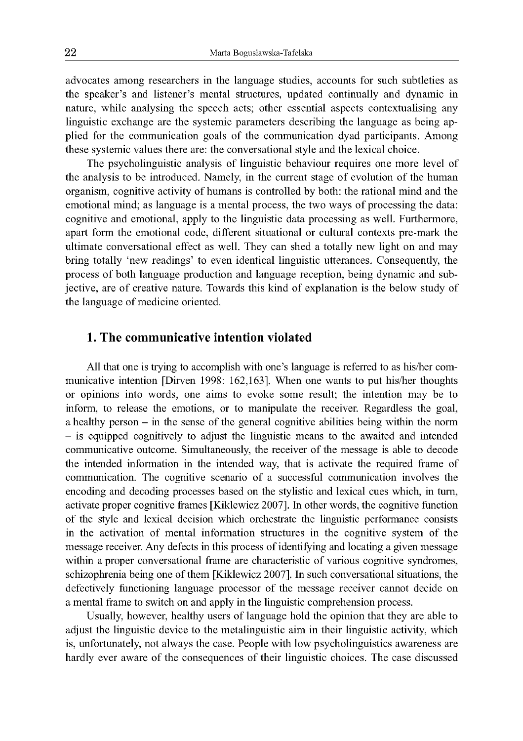advocates among researchers in the language studies, accounts for such subtleties as the speaker's and listener's mental structures, updated continually and dynamic in nature, while analysing the speech acts; other essential aspects contextualising any linguistic exchange are the systemic parameters describing the language as being applied for the communication goals of the communication dyad participants. Among these systemic values there are: the conversational style and the lexical choice.

The psycholinguistic analysis of linguistic behaviour requires one more level of the analysis to be introduced. Namely, in the current stage of evolution of the human organism, cognitive activity of humans is controlled by both: the rational mind and the emotional mind; as language is a mental process, the two ways of processing the data: cognitive and emotional, apply to the linguistic data processing as well. Furthermore, apart form the emotional code, different situational or cultural contexts pre-mark the ultimate conversational effect as well. They can shed a totally new light on and may bring totally 'new readings' to even identical linguistic utterances. Consequently, the process of both language production and language reception, being dynamic and subjective, are of creative nature. Towards this kind of explanation is the below study of the language of medicine oriented.

## 1. The communicative intention violated

All that one is trying to accomplish with one's language is referred to as his/her communicative intention [Dirven 1998: 162,163]. When one wants to put his/her thoughts or opinions into words, one aims to evoke some result; the intention may be to inform, to release the emotions, or to manipulate the receiver. Regardless the goal, a healthy person – in the sense of the general cognitive abilities being within the norm – is equipped cognitively to adjust the linguistic means to the awaited and intended communicative outcome. Simultaneously, the receiver of the message is able to decode the intended information in the intended way, that is activate the required frame of communication. The cognitive scenario of a successful communication involves the encoding and decoding processes based on the stylistic and lexical cues which, in turn, activate proper cognitive frames [Kiklewicz 2007]. In other words, the cognitive function of the style and lexical decision which orchestrate the linguistic performance consists in the activation of mental information structures in the cognitive system of the message receiver. Any defects in this process of identifying and locating a given message within a proper conversational frame are characteristic of various cognitive syndromes, schizophrenia being one of them [Kiklewicz 2007]. In such conversational situations, the defectively functioning language processor of the message receiver cannot decide on a mental frame to switch on and apply in the linguistic comprehension process.

Usually, however, healthy users of language hold the opinion that they are able to adjust the linguistic device to the metalinguistic aim in their linguistic activity, which is, unfortunately, not always the case. People with low psycholinguistics awareness are hardly ever aware of the consequences of their linguistic choices. The case discussed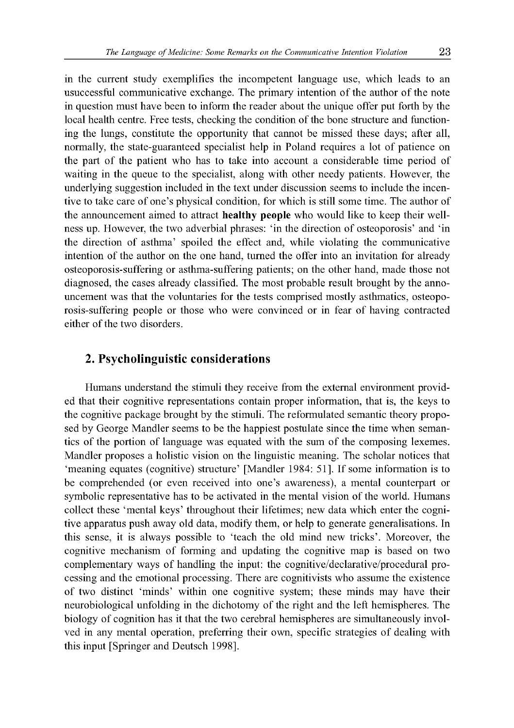in the current study exemplifies the incompetent language use, which leads to an usuccessful communicative exchange. The primary intention of the author of the note in question must have been to inform the reader about the unique offer put forth by the local health centre. Free tests, checking the condition of the bone structure and functioning the lungs, constitute the opportunity that cannot be missed these days; after all, normally, the state-guaranteed specialist help in Poland requires a lot of patience on the part of the patient who has to take into account a considerable time period of waiting in the queue to the specialist, along with other needy patients. However, the underlying suggestion included in the text under discussion seems to include the incentive to take care of one's physical condition, for which is still some time. The author of the announcement aimed to attract **healthy people** who would like to keep their wellness up. However, the two adverbial phrases: 'in the direction of osteoporosis' and 'in the direction of asthma' spoiled the effect and, while violating the communicative intention of the author on the one hand, turned the offer into an invitation for already osteoporosis-suffering or asthma-suffering patients; on the other hand, made those not diagnosed, the cases already classified. The most probable result brought by the announcement was that the voluntaries for the tests comprised mostly asthmatics, osteoporosis-suffering people or those who were convinced or in fear of having contracted either of the two disorders.

## 2. Psycholinguistic considerations

Humans understand the stimuli they receive from the external environment provided that their cognitive representations contain proper information, that is, the keys to the cognitive package brought by the stimuli. The reformulated semantic theory proposed by George Mandler seems to be the happiest postulate since the time when semantics of the portion of language was equated with the sum of the composing lexemes. Mandler proposes a holistic vision on the linguistic meaning. The scholar notices that 'meaning equates (cognitive) structure' [Mandler 1984: 51]. If some information is to be comprehended (or even received into one's awareness), a mental counterpart or symbolic representative has to be activated in the mental vision of the world. Humans collect these 'mental keys' throughout their lifetimes; new data which enter the cognitive apparatus push away old data, modify them, or help to generate generalisations. In this sense, it is always possible to 'teach the old mind new tricks'. Moreover, the cognitive mechanism of forming and updating the cognitive map is based on two complementary ways of handling the input: the cognitive/declarative/procedural processing and the emotional processing. There are cognitivists who assume the existence of two distinct 'minds' within one cognitive system; these minds may have their neurobiological unfolding in the dichotomy of the right and the left hemispheres. The biology of cognition has it that the two cerebral hemispheres are simultaneously involved in any mental operation, preferring their own, specific strategies of dealing with this input [Springer and Deutsch 1998].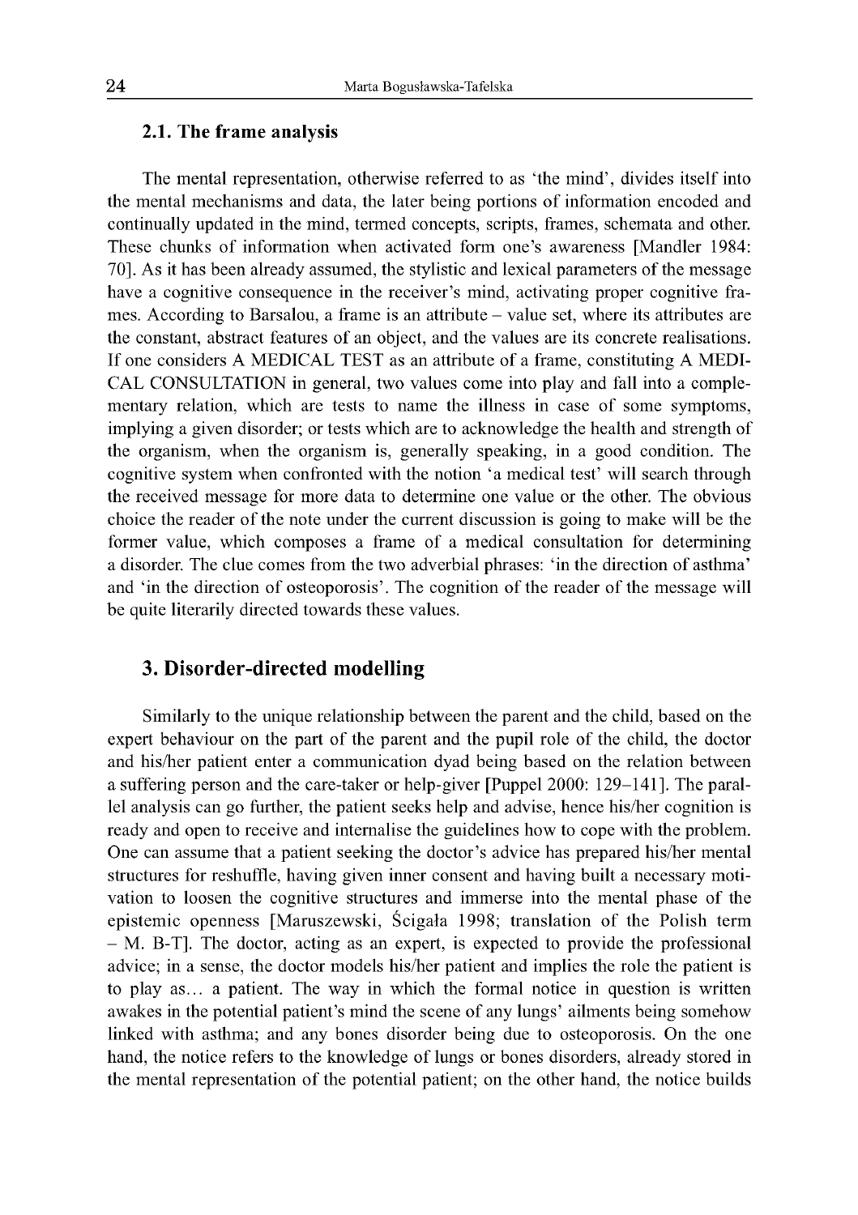### 2.1. The frame analysis

The mental representation, otherwise referred to as 'the mind', divides itself into the mental mechanisms and data, the later being portions of information encoded and continually updated in the mind, termed concepts, scripts, frames, schemata and other. These chunks of information when activated form one's awareness [Mandler 1984: 70]. As it has been already assumed, the stylistic and lexical parameters of the message have a cognitive consequence in the receiver's mind, activating proper cognitive frames. According to Barsalou, a frame is an attribute – value set, where its attributes are the constant, abstract features of an object, and the values are its concrete realisations. If one considers A MEDICAL TEST as an attribute of a frame, constituting A MEDICAL CONSULTATION in general, two values come into play and fall into a complementary relation, which are tests to name the illness in case of some symptoms, implying a given disorder; or tests which are to acknowledge the health and strength of the organism, when the organism is, generally speaking, in a good condition. The cognitive system when confronted with the notion 'a medical test' will search through the received message for more data to determine one value or the other. The obvious choice the reader of the note under the current discussion is going to make will be the former value, which composes a frame of a medical consultation for determining a disorder. The clue comes from the two adverbial phrases: 'in the direction of asthma' and 'in the direction of osteoporosis'. The cognition of the reader of the message will be quite literarily directed towards these values.

## 3. Disorder-directed modelling

Similarly to the unique relationship between the parent and the child, based on the expert behaviour on the part of the parent and the pupil role of the child, the doctor and his/her patient enter a communication dyad being based on the relation between a suffering person and the care-taker or help-giver [Puppel 2000: 129–141]. The parallel analysis can go further, the patient seeks help and advise, hence his/her cognition is ready and open to receive and internalise the guidelines how to cope with the problem. One can assume that a patient seeking the doctor's advice has prepared his/her mental structures for reshuffle, having given inner consent and having built a necessary motivation to loosen the cognitive structures and immerse into the mental phase of the epistemic openness [Maruszewski, Ścigała 1998; translation of the Polish term – M. B-T]. The doctor, acting as an expert, is expected to provide the professional advice; in a sense, the doctor models his/her patient and implies the role the patient is to play as… a patient. The way in which the formal notice in question is written awakes in the potential patient's mind the scene of any lungs' ailments being somehow linked with asthma; and any bones disorder being due to osteoporosis. On the one hand, the notice refers to the knowledge of lungs or bones disorders, already stored in the mental representation of the potential patient; on the other hand, the notice builds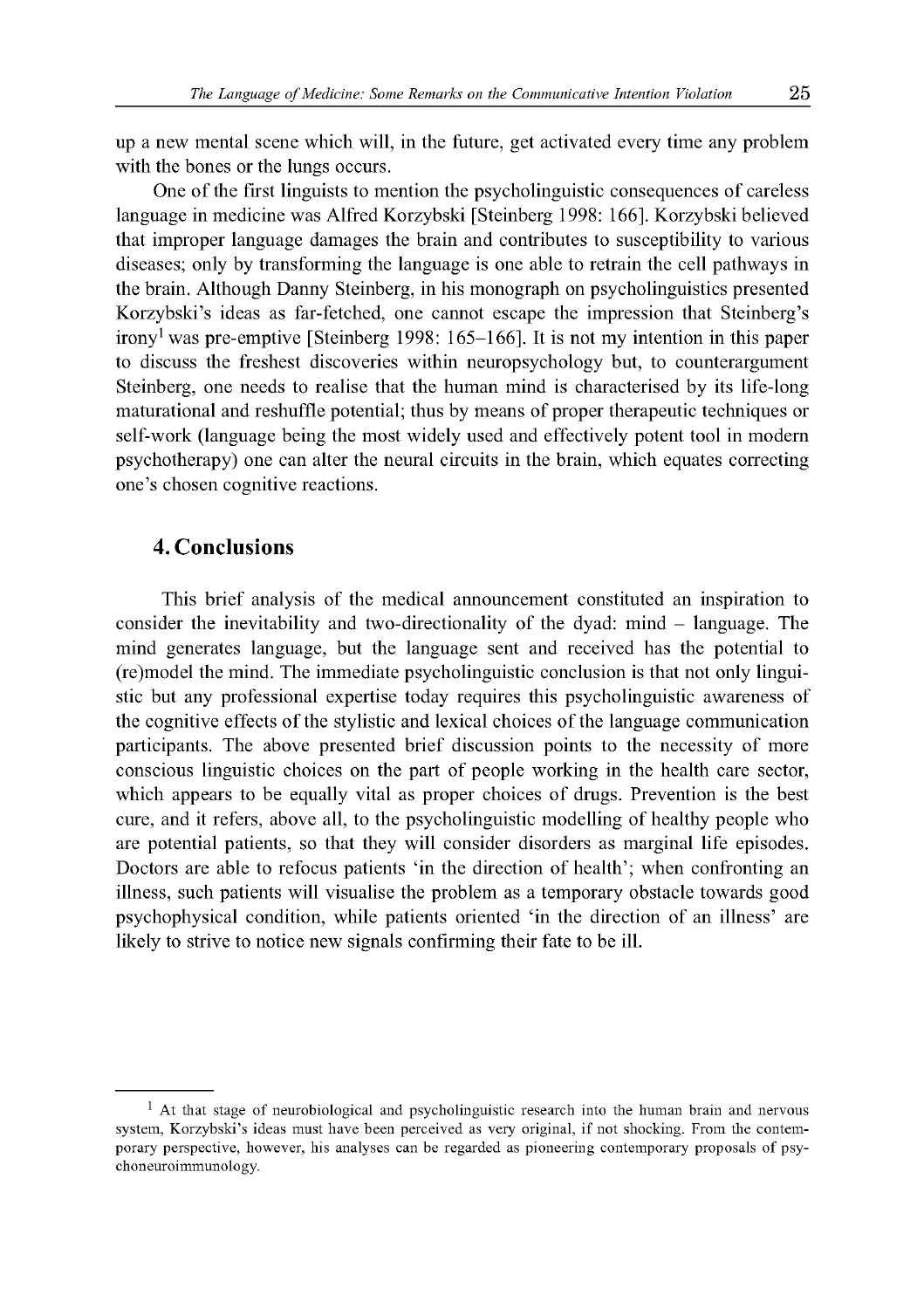up a new mental scene which will, in the future, get activated every time any problem with the bones or the lungs occurs.

One of the first linguists to mention the psycholinguistic consequences of careless language in medicine was Alfred Korzybski [Steinberg 1998: 166]. Korzybski believed that improper language damages the brain and contributes to susceptibility to various diseases; only by transforming the language is one able to retrain the cell pathways in the brain. Although Danny Steinberg, in his monograph on psycholinguistics presented Korzybski's ideas as far-fetched, one cannot escape the impression that Steinberg's irony[1] was pre-emptive [Steinberg 1998: 165–166]. It is not my intention in this paper to discuss the freshest discoveries within neuropsychology but, to counterargument Steinberg, one needs to realise that the human mind is characterised by its life-long maturational and reshuffle potential; thus by means of proper therapeutic techniques or self-work (language being the most widely used and effectively potent tool in modern psychotherapy) one can alter the neural circuits in the brain, which equates correcting one's chosen cognitive reactions.

## 4. Conclusions

This brief analysis of the medical announcement constituted an inspiration to consider the inevitability and two-directionality of the dyad: mind – language. The mind generates language, but the language sent and received has the potential to (re)model the mind. The immediate psycholinguistic conclusion is that not only linguistic but any professional expertise today requires this psycholinguistic awareness of the cognitive effects of the stylistic and lexical choices of the language communication participants. The above presented brief discussion points to the necessity of more conscious linguistic choices on the part of people working in the health care sector, which appears to be equally vital as proper choices of drugs. Prevention is the best cure, and it refers, above all, to the psycholinguistic modelling of healthy people who are potential patients, so that they will consider disorders as marginal life episodes. Doctors are able to refocus patients 'in the direction of health'; when confronting an illness, such patients will visualise the problem as a temporary obstacle towards good psychophysical condition, while patients oriented 'in the direction of an illness' are likely to strive to notice new signals confirming their fate to be ill.

---

[1] At that stage of neurobiological and psycholinguistic research into the human brain and nervous system, Korzybski's ideas must have been perceived as very original, if not shocking. From the contemporary perspective, however, his analyses can be regarded as pioneering contemporary proposals of psychoneuroimmunology.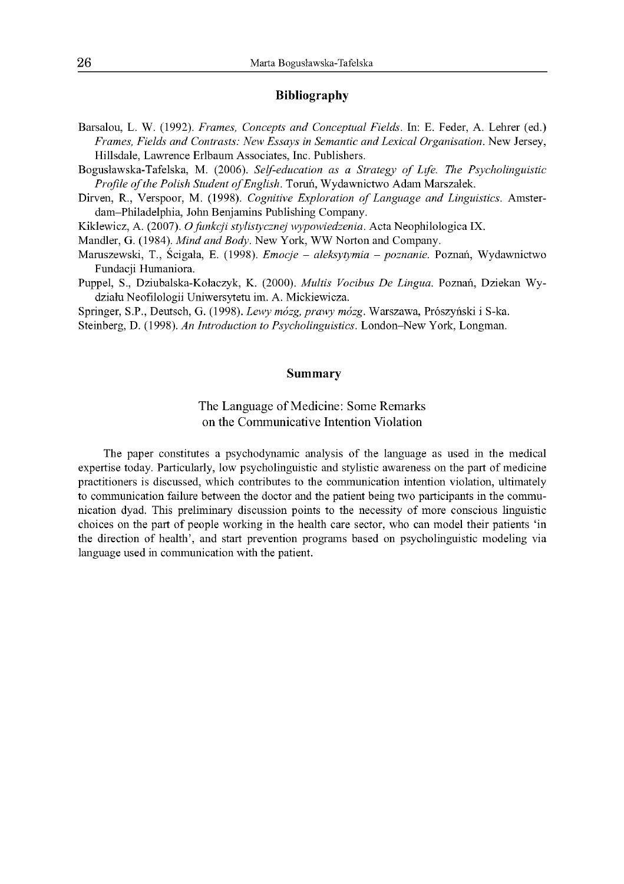## Bibliography

Barsalou, L. W. (1992). *Frames, Concepts and Conceptual Fields*. In: E. Feder, A. Lehrer (ed.) *Frames, Fields and Contrasts: New Essays in Semantic and Lexical Organisation*. New Jersey, Hillsdale, Lawrence Erlbaum Associates, Inc. Publishers.

Bogusławska-Tafelska, M. (2006). *Self-education as a Strategy of Life. The Psycholinguistic Profile of the Polish Student of English*. Toruń, Wydawnictwo Adam Marszałek.

Dirven, R., Verspoor, M. (1998). *Cognitive Exploration of Language and Linguistics*. Amsterdam–Philadelphia, John Benjamins Publishing Company.

Kiklewicz, A. (2007). *O funkcji stylistycznej wypowiedzenia*. Acta Neophilologica IX.

Mandler, G. (1984). *Mind and Body*. New York, WW Norton and Company.

Maruszewski, T., Ścigała, E. (1998). *Emocje – aleksytymia – poznanie*. Poznań, Wydawnictwo Fundacji Humaniora.

Puppel, S., Dziubalska-Kołaczyk, K. (2000). *Multis Vocibus De Lingua*. Poznań, Dziekan Wydziału Neofilologii Uniwersytetu im. A. Mickiewicza.

Springer, S.P., Deutsch, G. (1998). *Lewy mózg, prawy mózg*. Warszawa, Prószyński i S-ka.

Steinberg, D. (1998). *An Introduction to Psycholinguistics*. London–New York, Longman.

## Summary

### The Language of Medicine: Some Remarks on the Communicative Intention Violation

The paper constitutes a psychodynamic analysis of the language as used in the medical expertise today. Particularly, low psycholinguistic and stylistic awareness on the part of medicine practitioners is discussed, which contributes to the communication intention violation, ultimately to communication failure between the doctor and the patient being two participants in the communication dyad. This preliminary discussion points to the necessity of more conscious linguistic choices on the part of people working in the health care sector, who can model their patients 'in the direction of health', and start prevention programs based on psycholinguistic modeling via language used in communication with the patient.